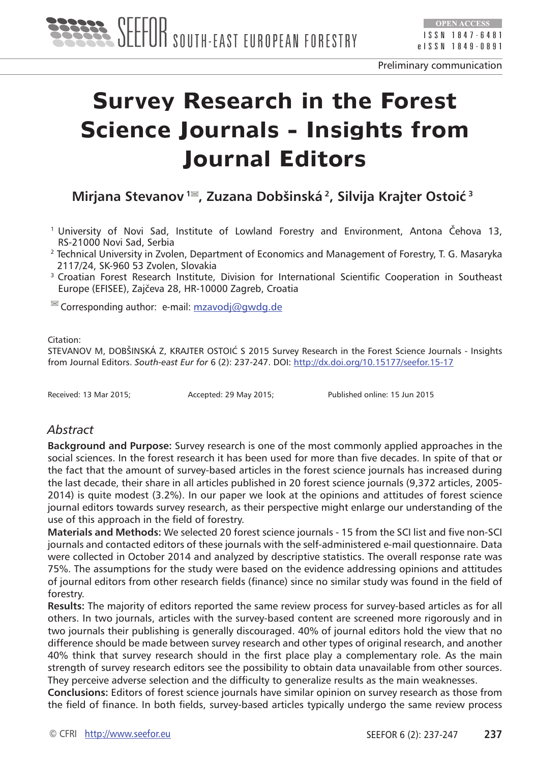Preliminary communication

# Survey Research in the Forest Science Journals - Insights from Journal Editors

**Mirjana Stevanov [1], Zuzana Dobšinská [2], Silvija Krajter Ostoić [3]**

[1] University of Novi Sad, Institute of Lowland Forestry and Environment, Antona Čehova 13, RS-21000 Novi Sad, Serbia

[2] Technical University in Zvolen, Department of Economics and Management of Forestry, T. G. Masaryka 2117/24, SK-960 53 Zvolen, Slovakia

[3] Croatian Forest Research Institute, Division for International Scientific Cooperation in Southeast Europe (EFISEE), Zajčeva 28, HR-10000 Zagreb, Croatia

Corresponding author: e-mail: mzavodj@gwdg.de

Citation:
STEVANOV M, DOBŠINSKÁ Z, KRAJTER OSTOIĆ S 2015 Survey Research in the Forest Science Journals - Insights from Journal Editors. *South-east Eur for* 6 (2): 237-247. DOI: http://dx.doi.org/10.15177/seefor.15-17

Received: 13 Mar 2015; Accepted: 29 May 2015; Published online: 15 Jun 2015

## *Abstract*

**Background and Purpose:** Survey research is one of the most commonly applied approaches in the social sciences. In the forest research it has been used for more than five decades. In spite of that or the fact that the amount of survey-based articles in the forest science journals has increased during the last decade, their share in all articles published in 20 forest science journals (9,372 articles, 2005-2014) is quite modest (3.2%). In our paper we look at the opinions and attitudes of forest science journal editors towards survey research, as their perspective might enlarge our understanding of the use of this approach in the field of forestry.

**Materials and Methods:** We selected 20 forest science journals - 15 from the SCI list and five non-SCI journals and contacted editors of these journals with the self-administered e-mail questionnaire. Data were collected in October 2014 and analyzed by descriptive statistics. The overall response rate was 75%. The assumptions for the study were based on the evidence addressing opinions and attitudes of journal editors from other research fields (finance) since no similar study was found in the field of forestry.

**Results:** The majority of editors reported the same review process for survey-based articles as for all others. In two journals, articles with the survey-based content are screened more rigorously and in two journals their publishing is generally discouraged. 40% of journal editors hold the view that no difference should be made between survey research and other types of original research, and another 40% think that survey research should in the first place play a complementary role. As the main strength of survey research editors see the possibility to obtain data unavailable from other sources. They perceive adverse selection and the difficulty to generalize results as the main weaknesses.

**Conclusions:** Editors of forest science journals have similar opinion on survey research as those from the field of finance. In both fields, survey-based articles typically undergo the same review process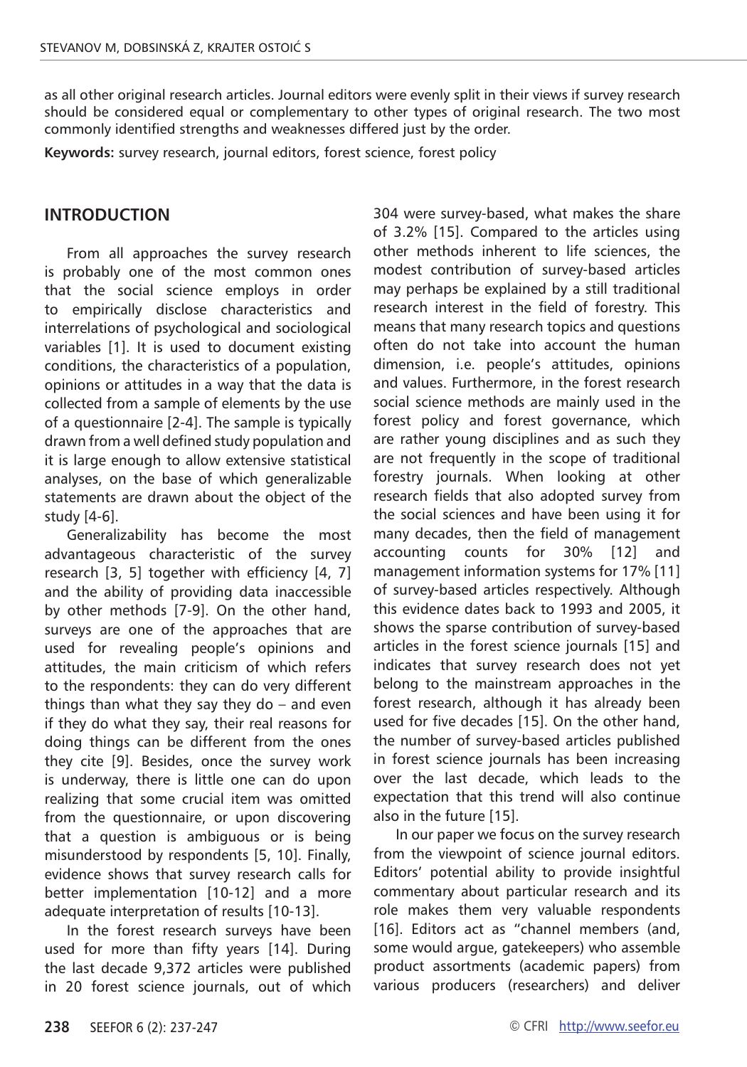as all other original research articles. Journal editors were evenly split in their views if survey research should be considered equal or complementary to other types of original research. The two most commonly identified strengths and weaknesses differed just by the order.

**Keywords:** survey research, journal editors, forest science, forest policy

## INTRODUCTION

From all approaches the survey research is probably one of the most common ones that the social science employs in order to empirically disclose characteristics and interrelations of psychological and sociological variables [1]. It is used to document existing conditions, the characteristics of a population, opinions or attitudes in a way that the data is collected from a sample of elements by the use of a questionnaire [2-4]. The sample is typically drawn from a well defined study population and it is large enough to allow extensive statistical analyses, on the base of which generalizable statements are drawn about the object of the study [4-6].

Generalizability has become the most advantageous characteristic of the survey research [3, 5] together with efficiency [4, 7] and the ability of providing data inaccessible by other methods [7-9]. On the other hand, surveys are one of the approaches that are used for revealing people's opinions and attitudes, the main criticism of which refers to the respondents: they can do very different things than what they say they do – and even if they do what they say, their real reasons for doing things can be different from the ones they cite [9]. Besides, once the survey work is underway, there is little one can do upon realizing that some crucial item was omitted from the questionnaire, or upon discovering that a question is ambiguous or is being misunderstood by respondents [5, 10]. Finally, evidence shows that survey research calls for better implementation [10-12] and a more adequate interpretation of results [10-13].

In the forest research surveys have been used for more than fifty years [14]. During the last decade 9,372 articles were published in 20 forest science journals, out of which 304 were survey-based, what makes the share of 3.2% [15]. Compared to the articles using other methods inherent to life sciences, the modest contribution of survey-based articles may perhaps be explained by a still traditional research interest in the field of forestry. This means that many research topics and questions often do not take into account the human dimension, i.e. people's attitudes, opinions and values. Furthermore, in the forest research social science methods are mainly used in the forest policy and forest governance, which are rather young disciplines and as such they are not frequently in the scope of traditional forestry journals. When looking at other research fields that also adopted survey from the social sciences and have been using it for many decades, then the field of management accounting counts for 30% [12] and management information systems for 17% [11] of survey-based articles respectively. Although this evidence dates back to 1993 and 2005, it shows the sparse contribution of survey-based articles in the forest science journals [15] and indicates that survey research does not yet belong to the mainstream approaches in the forest research, although it has already been used for five decades [15]. On the other hand, the number of survey-based articles published in forest science journals has been increasing over the last decade, which leads to the expectation that this trend will also continue also in the future [15].

In our paper we focus on the survey research from the viewpoint of science journal editors. Editors' potential ability to provide insightful commentary about particular research and its role makes them very valuable respondents [16]. Editors act as "channel members (and, some would argue, gatekeepers) who assemble product assortments (academic papers) from various producers (researchers) and deliver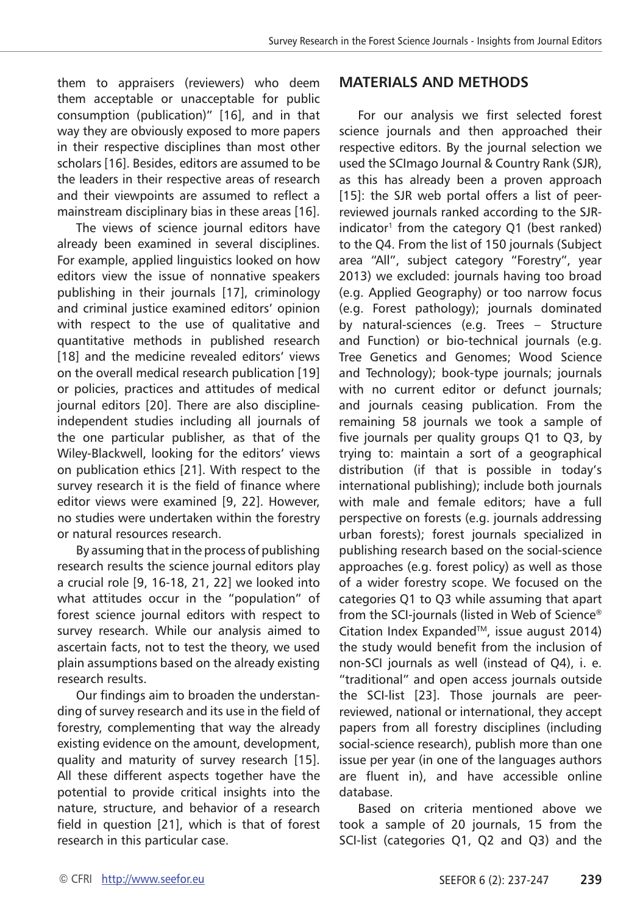them to appraisers (reviewers) who deem them acceptable or unacceptable for public consumption (publication)" [16], and in that way they are obviously exposed to more papers in their respective disciplines than most other scholars [16]. Besides, editors are assumed to be the leaders in their respective areas of research and their viewpoints are assumed to reflect a mainstream disciplinary bias in these areas [16].

The views of science journal editors have already been examined in several disciplines. For example, applied linguistics looked on how editors view the issue of nonnative speakers publishing in their journals [17], criminology and criminal justice examined editors' opinion with respect to the use of qualitative and quantitative methods in published research [18] and the medicine revealed editors' views on the overall medical research publication [19] or policies, practices and attitudes of medical journal editors [20]. There are also discipline-independent studies including all journals of the one particular publisher, as that of the Wiley-Blackwell, looking for the editors' views on publication ethics [21]. With respect to the survey research it is the field of finance where editor views were examined [9, 22]. However, no studies were undertaken within the forestry or natural resources research.

By assuming that in the process of publishing research results the science journal editors play a crucial role [9, 16-18, 21, 22] we looked into what attitudes occur in the "population" of forest science journal editors with respect to survey research. While our analysis aimed to ascertain facts, not to test the theory, we used plain assumptions based on the already existing research results.

Our findings aim to broaden the understanding of survey research and its use in the field of forestry, complementing that way the already existing evidence on the amount, development, quality and maturity of survey research [15]. All these different aspects together have the potential to provide critical insights into the nature, structure, and behavior of a research field in question [21], which is that of forest research in this particular case.

## MATERIALS AND METHODS

For our analysis we first selected forest science journals and then approached their respective editors. By the journal selection we used the SCImago Journal & Country Rank (SJR), as this has already been a proven approach [15]: the SJR web portal offers a list of peer-reviewed journals ranked according to the SJR-indicator[1] from the category Q1 (best ranked) to the Q4. From the list of 150 journals (Subject area "All", subject category "Forestry", year 2013) we excluded: journals having too broad (e.g. Applied Geography) or too narrow focus (e.g. Forest pathology); journals dominated by natural-sciences (e.g. Trees – Structure and Function) or bio-technical journals (e.g. Tree Genetics and Genomes; Wood Science and Technology); book-type journals; journals with no current editor or defunct journals; and journals ceasing publication. From the remaining 58 journals we took a sample of five journals per quality groups Q1 to Q3, by trying to: maintain a sort of a geographical distribution (if that is possible in today's international publishing); include both journals with male and female editors; have a full perspective on forests (e.g. journals addressing urban forests); forest journals specialized in publishing research based on the social-science approaches (e.g. forest policy) as well as those of a wider forestry scope. We focused on the categories Q1 to Q3 while assuming that apart from the SCI-journals (listed in Web of Science® Citation Index Expanded™, issue august 2014) the study would benefit from the inclusion of non-SCI journals as well (instead of Q4), i. e. "traditional" and open access journals outside the SCI-list [23]. Those journals are peer-reviewed, national or international, they accept papers from all forestry disciplines (including social-science research), publish more than one issue per year (in one of the languages authors are fluent in), and have accessible online database.

Based on criteria mentioned above we took a sample of 20 journals, 15 from the SCI-list (categories Q1, Q2 and Q3) and the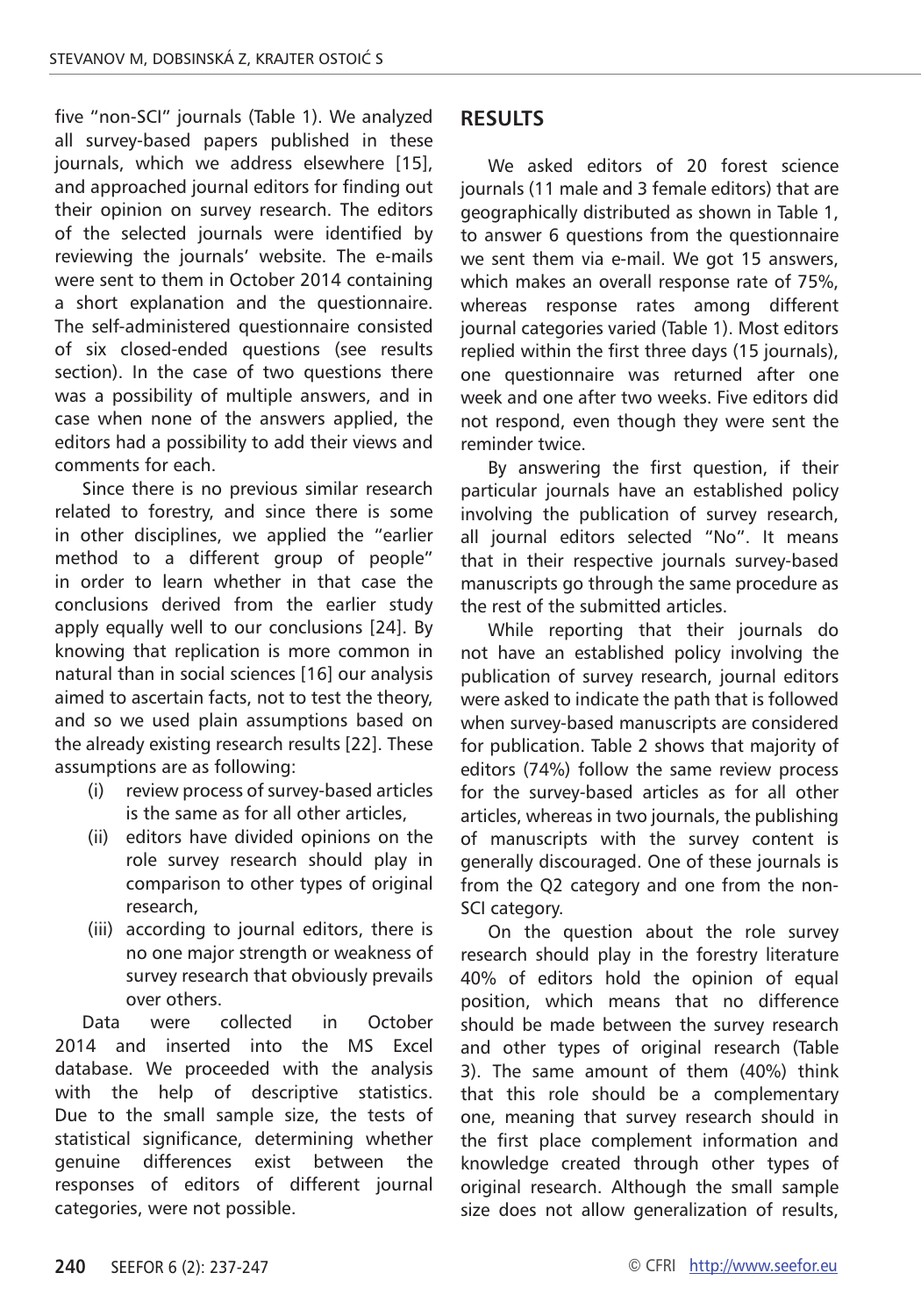five "non-SCI" journals (Table 1). We analyzed all survey-based papers published in these journals, which we address elsewhere [15], and approached journal editors for finding out their opinion on survey research. The editors of the selected journals were identified by reviewing the journals' website. The e-mails were sent to them in October 2014 containing a short explanation and the questionnaire. The self-administered questionnaire consisted of six closed-ended questions (see results section). In the case of two questions there was a possibility of multiple answers, and in case when none of the answers applied, the editors had a possibility to add their views and comments for each.

Since there is no previous similar research related to forestry, and since there is some in other disciplines, we applied the "earlier method to a different group of people" in order to learn whether in that case the conclusions derived from the earlier study apply equally well to our conclusions [24]. By knowing that replication is more common in natural than in social sciences [16] our analysis aimed to ascertain facts, not to test the theory, and so we used plain assumptions based on the already existing research results [22]. These assumptions are as following:

(i) review process of survey-based articles is the same as for all other articles,

(ii) editors have divided opinions on the role survey research should play in comparison to other types of original research,

(iii) according to journal editors, there is no one major strength or weakness of survey research that obviously prevails over others.

Data were collected in October 2014 and inserted into the MS Excel database. We proceeded with the analysis with the help of descriptive statistics. Due to the small sample size, the tests of statistical significance, determining whether genuine differences exist between the responses of editors of different journal categories, were not possible.

## RESULTS

We asked editors of 20 forest science journals (11 male and 3 female editors) that are geographically distributed as shown in Table 1, to answer 6 questions from the questionnaire we sent them via e-mail. We got 15 answers, which makes an overall response rate of 75%, whereas response rates among different journal categories varied (Table 1). Most editors replied within the first three days (15 journals), one questionnaire was returned after one week and one after two weeks. Five editors did not respond, even though they were sent the reminder twice.

By answering the first question, if their particular journals have an established policy involving the publication of survey research, all journal editors selected "No". It means that in their respective journals survey-based manuscripts go through the same procedure as the rest of the submitted articles.

While reporting that their journals do not have an established policy involving the publication of survey research, journal editors were asked to indicate the path that is followed when survey-based manuscripts are considered for publication. Table 2 shows that majority of editors (74%) follow the same review process for the survey-based articles as for all other articles, whereas in two journals, the publishing of manuscripts with the survey content is generally discouraged. One of these journals is from the Q2 category and one from the non-SCI category.

On the question about the role survey research should play in the forestry literature 40% of editors hold the opinion of equal position, which means that no difference should be made between the survey research and other types of original research (Table 3). The same amount of them (40%) think that this role should be a complementary one, meaning that survey research should in the first place complement information and knowledge created through other types of original research. Although the small sample size does not allow generalization of results,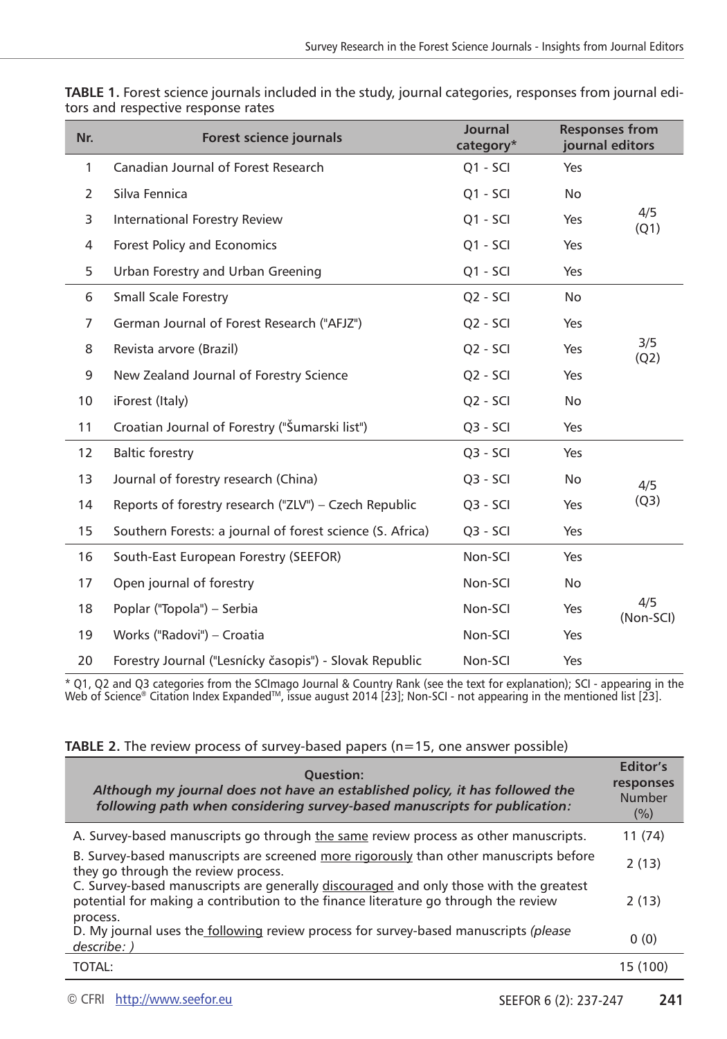**TABLE 1.** Forest science journals included in the study, journal categories, responses from journal editors and respective response rates

| Nr. | Forest science journals | Journal category* | Responses from journal editors | |
|---|---|---|---|---|
| 1 | Canadian Journal of Forest Research | Q1 - SCI | Yes | 4/5 (Q1) |
| 2 | Silva Fennica | Q1 - SCI | No | |
| 3 | International Forestry Review | Q1 - SCI | Yes | |
| 4 | Forest Policy and Economics | Q1 - SCI | Yes | |
| 5 | Urban Forestry and Urban Greening | Q1 - SCI | Yes | |
| 6 | Small Scale Forestry | Q2 - SCI | No | 3/5 (Q2) |
| 7 | German Journal of Forest Research ("AFJZ") | Q2 - SCI | Yes | |
| 8 | Revista arvore (Brazil) | Q2 - SCI | Yes | |
| 9 | New Zealand Journal of Forestry Science | Q2 - SCI | Yes | |
| 10 | iForest (Italy) | Q2 - SCI | No | |
| 11 | Croatian Journal of Forestry ("Šumarski list") | Q3 - SCI | Yes | 4/5 (Q3) |
| 12 | Baltic forestry | Q3 - SCI | Yes | |
| 13 | Journal of forestry research (China) | Q3 - SCI | No | |
| 14 | Reports of forestry research ("ZLV") – Czech Republic | Q3 - SCI | Yes | |
| 15 | Southern Forests: a journal of forest science (S. Africa) | Q3 - SCI | Yes | |
| 16 | South-East European Forestry (SEEFOR) | Non-SCI | Yes | 4/5 (Non-SCI) |
| 17 | Open journal of forestry | Non-SCI | No | |
| 18 | Poplar ("Topola") – Serbia | Non-SCI | Yes | |
| 19 | Works ("Radovi") – Croatia | Non-SCI | Yes | |
| 20 | Forestry Journal ("Lesnícky časopis") - Slovak Republic | Non-SCI | Yes | |

* Q1, Q2 and Q3 categories from the SCImago Journal & Country Rank (see the text for explanation); SCI - appearing in the Web of Science® Citation Index Expanded™, issue august 2014 [23]; Non-SCI - not appearing in the mentioned list [23].

**TABLE 2.** The review process of survey-based papers (n=15, one answer possible)

| Question: *Although my journal does not have an established policy, it has followed the following path when considering survey-based manuscripts for publication:* | Editor's responses Number (%) |
|---|---|
| A. Survey-based manuscripts go through the same review process as other manuscripts. | 11 (74) |
| B. Survey-based manuscripts are screened more rigorously than other manuscripts before they go through the review process. | 2 (13) |
| C. Survey-based manuscripts are generally discouraged and only those with the greatest potential for making a contribution to the finance literature go through the review process. | 2 (13) |
| D. My journal uses the following review process for survey-based manuscripts *(please describe: )* | 0 (0) |
| TOTAL: | 15 (100) |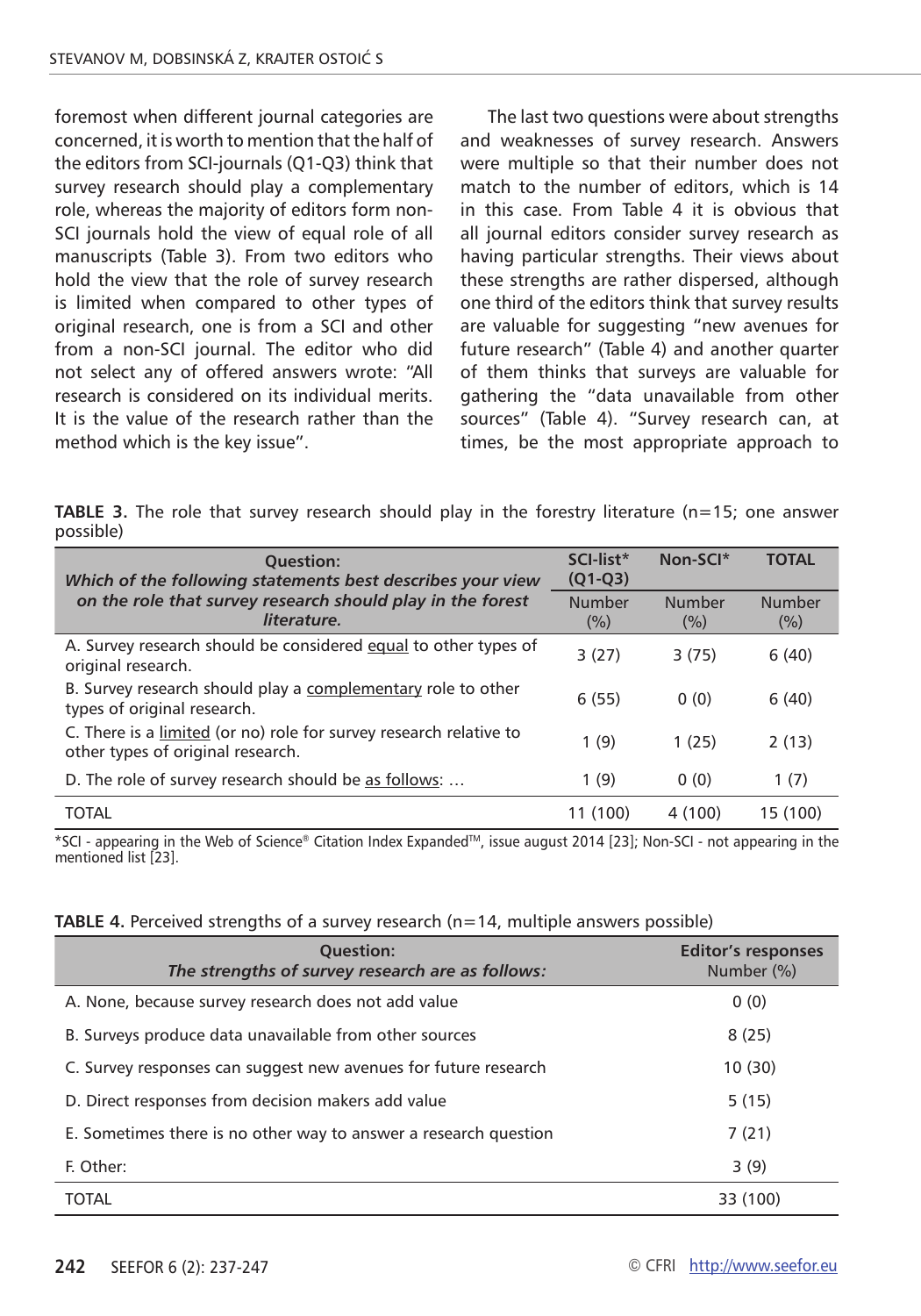foremost when different journal categories are concerned, it is worth to mention that the half of the editors from SCI-journals (Q1-Q3) think that survey research should play a complementary role, whereas the majority of editors form non-SCI journals hold the view of equal role of all manuscripts (Table 3). From two editors who hold the view that the role of survey research is limited when compared to other types of original research, one is from a SCI and other from a non-SCI journal. The editor who did not select any of offered answers wrote: "All research is considered on its individual merits. It is the value of the research rather than the method which is the key issue".

The last two questions were about strengths and weaknesses of survey research. Answers were multiple so that their number does not match to the number of editors, which is 14 in this case. From Table 4 it is obvious that all journal editors consider survey research as having particular strengths. Their views about these strengths are rather dispersed, although one third of the editors think that survey results are valuable for suggesting "new avenues for future research" (Table 4) and another quarter of them thinks that surveys are valuable for gathering the "data unavailable from other sources" (Table 4). "Survey research can, at times, be the most appropriate approach to

**TABLE 3.** The role that survey research should play in the forestry literature (n=15; one answer possible)

| Question: *Which of the following statements best describes your view on the role that survey research should play in the forest literature.* | SCI-list* (Q1-Q3) | Non-SCI* | TOTAL |
|---|---|---|---|
| | Number (%) | Number (%) | Number (%) |
| A. Survey research should be considered equal to other types of original research. | 3 (27) | 3 (75) | 6 (40) |
| B. Survey research should play a complementary role to other types of original research. | 6 (55) | 0 (0) | 6 (40) |
| C. There is a limited (or no) role for survey research relative to other types of original research. | 1 (9) | 1 (25) | 2 (13) |
| D. The role of survey research should be as follows: ... | 1 (9) | 0 (0) | 1 (7) |
| TOTAL | 11 (100) | 4 (100) | 15 (100) |

*SCI - appearing in the Web of Science® Citation Index Expanded™, issue august 2014 [23]; Non-SCI - not appearing in the mentioned list [23].

**TABLE 4.** Perceived strengths of a survey research (n=14, multiple answers possible)

| Question: *The strengths of survey research are as follows:* | Editor's responses Number (%) |
|---|---|
| A. None, because survey research does not add value | 0 (0) |
| B. Surveys produce data unavailable from other sources | 8 (25) |
| C. Survey responses can suggest new avenues for future research | 10 (30) |
| D. Direct responses from decision makers add value | 5 (15) |
| E. Sometimes there is no other way to answer a research question | 7 (21) |
| F. Other: | 3 (9) |
| TOTAL | 33 (100) |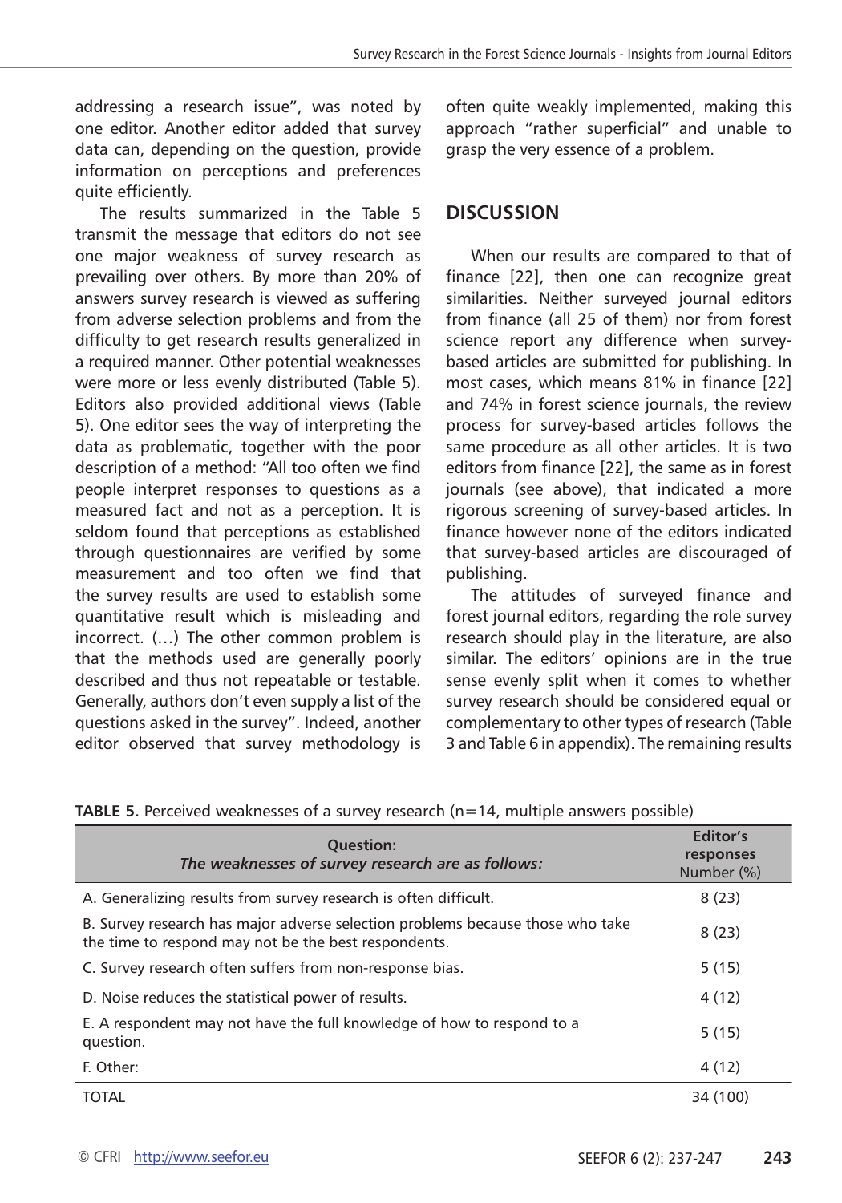addressing a research issue", was noted by one editor. Another editor added that survey data can, depending on the question, provide information on perceptions and preferences quite efficiently.

The results summarized in the Table 5 transmit the message that editors do not see one major weakness of survey research as prevailing over others. By more than 20% of answers survey research is viewed as suffering from adverse selection problems and from the difficulty to get research results generalized in a required manner. Other potential weaknesses were more or less evenly distributed (Table 5). Editors also provided additional views (Table 5). One editor sees the way of interpreting the data as problematic, together with the poor description of a method: "All too often we find people interpret responses to questions as a measured fact and not as a perception. It is seldom found that perceptions as established through questionnaires are verified by some measurement and too often we find that the survey results are used to establish some quantitative result which is misleading and incorrect. (…) The other common problem is that the methods used are generally poorly described and thus not repeatable or testable. Generally, authors don't even supply a list of the questions asked in the survey". Indeed, another editor observed that survey methodology is often quite weakly implemented, making this approach "rather superficial" and unable to grasp the very essence of a problem.

## DISCUSSION

When our results are compared to that of finance [22], then one can recognize great similarities. Neither surveyed journal editors from finance (all 25 of them) nor from forest science report any difference when survey-based articles are submitted for publishing. In most cases, which means 81% in finance [22] and 74% in forest science journals, the review process for survey-based articles follows the same procedure as all other articles. It is two editors from finance [22], the same as in forest journals (see above), that indicated a more rigorous screening of survey-based articles. In finance however none of the editors indicated that survey-based articles are discouraged of publishing.

The attitudes of surveyed finance and forest journal editors, regarding the role survey research should play in the literature, are also similar. The editors' opinions are in the true sense evenly split when it comes to whether survey research should be considered equal or complementary to other types of research (Table 3 and Table 6 in appendix). The remaining results

**TABLE 5.** Perceived weaknesses of a survey research (n=14, multiple answers possible)

| Question: *The weaknesses of survey research are as follows:* | Editor's responses Number (%) |
|---|---|
| A. Generalizing results from survey research is often difficult. | 8 (23) |
| B. Survey research has major adverse selection problems because those who take the time to respond may not be the best respondents. | 8 (23) |
| C. Survey research often suffers from non-response bias. | 5 (15) |
| D. Noise reduces the statistical power of results. | 4 (12) |
| E. A respondent may not have the full knowledge of how to respond to a question. | 5 (15) |
| F. Other: | 4 (12) |
| TOTAL | 34 (100) |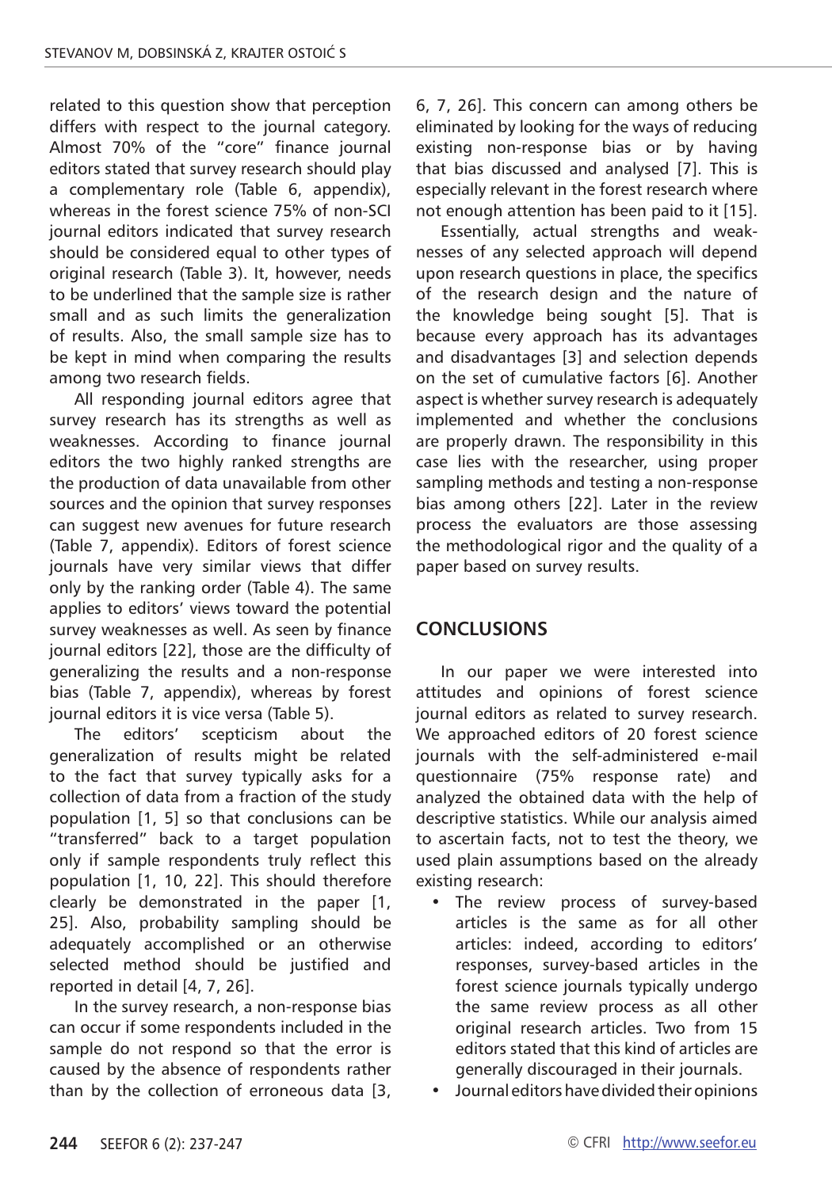related to this question show that perception differs with respect to the journal category. Almost 70% of the "core" finance journal editors stated that survey research should play a complementary role (Table 6, appendix), whereas in the forest science 75% of non-SCI journal editors indicated that survey research should be considered equal to other types of original research (Table 3). It, however, needs to be underlined that the sample size is rather small and as such limits the generalization of results. Also, the small sample size has to be kept in mind when comparing the results among two research fields.

All responding journal editors agree that survey research has its strengths as well as weaknesses. According to finance journal editors the two highly ranked strengths are the production of data unavailable from other sources and the opinion that survey responses can suggest new avenues for future research (Table 7, appendix). Editors of forest science journals have very similar views that differ only by the ranking order (Table 4). The same applies to editors' views toward the potential survey weaknesses as well. As seen by finance journal editors [22], those are the difficulty of generalizing the results and a non-response bias (Table 7, appendix), whereas by forest journal editors it is vice versa (Table 5).

The editors' scepticism about the generalization of results might be related to the fact that survey typically asks for a collection of data from a fraction of the study population [1, 5] so that conclusions can be "transferred" back to a target population only if sample respondents truly reflect this population [1, 10, 22]. This should therefore clearly be demonstrated in the paper [1, 25]. Also, probability sampling should be adequately accomplished or an otherwise selected method should be justified and reported in detail [4, 7, 26].

In the survey research, a non-response bias can occur if some respondents included in the sample do not respond so that the error is caused by the absence of respondents rather than by the collection of erroneous data [3, 6, 7, 26]. This concern can among others be eliminated by looking for the ways of reducing existing non-response bias or by having that bias discussed and analysed [7]. This is especially relevant in the forest research where not enough attention has been paid to it [15].

Essentially, actual strengths and weaknesses of any selected approach will depend upon research questions in place, the specifics of the research design and the nature of the knowledge being sought [5]. That is because every approach has its advantages and disadvantages [3] and selection depends on the set of cumulative factors [6]. Another aspect is whether survey research is adequately implemented and whether the conclusions are properly drawn. The responsibility in this case lies with the researcher, using proper sampling methods and testing a non-response bias among others [22]. Later in the review process the evaluators are those assessing the methodological rigor and the quality of a paper based on survey results.

## CONCLUSIONS

In our paper we were interested into attitudes and opinions of forest science journal editors as related to survey research. We approached editors of 20 forest science journals with the self-administered e-mail questionnaire (75% response rate) and analyzed the obtained data with the help of descriptive statistics. While our analysis aimed to ascertain facts, not to test the theory, we used plain assumptions based on the already existing research:

- The review process of survey-based articles is the same as for all other articles: indeed, according to editors' responses, survey-based articles in the forest science journals typically undergo the same review process as all other original research articles. Two from 15 editors stated that this kind of articles are generally discouraged in their journals.
- Journal editors have divided their opinions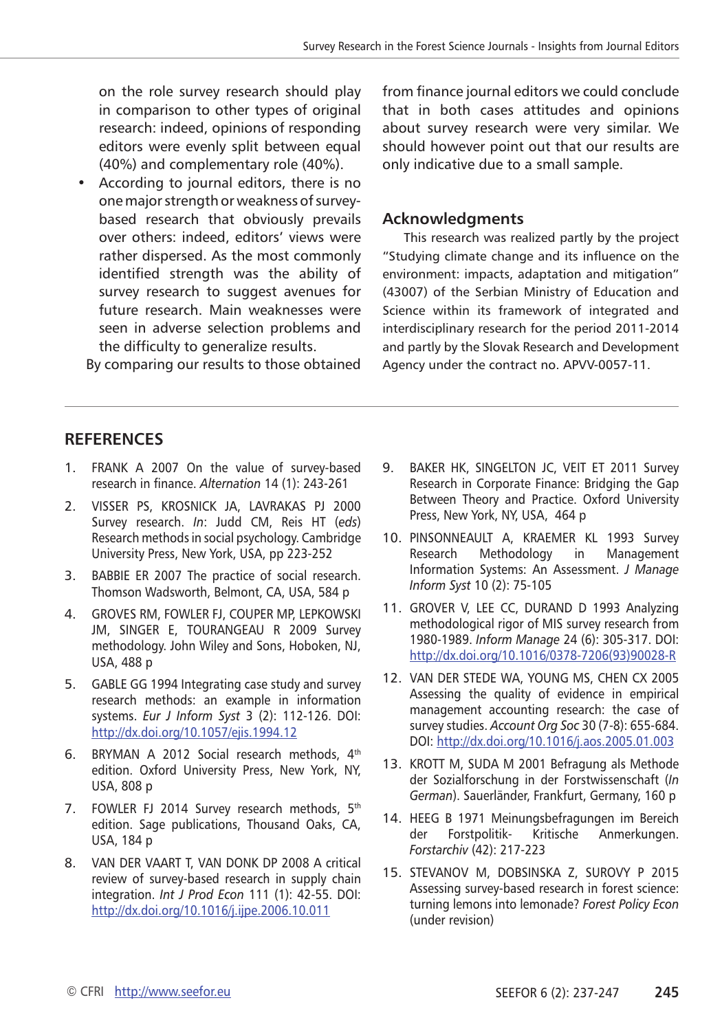on the role survey research should play in comparison to other types of original research: indeed, opinions of responding editors were evenly split between equal (40%) and complementary role (40%).

- According to journal editors, there is no one major strength or weakness of survey-based research that obviously prevails over others: indeed, editors' views were rather dispersed. As the most commonly identified strength was the ability of survey research to suggest avenues for future research. Main weaknesses were seen in adverse selection problems and the difficulty to generalize results.

By comparing our results to those obtained from finance journal editors we could conclude that in both cases attitudes and opinions about survey research were very similar. We should however point out that our results are only indicative due to a small sample.

## Acknowledgments

This research was realized partly by the project "Studying climate change and its influence on the environment: impacts, adaptation and mitigation" (43007) of the Serbian Ministry of Education and Science within its framework of integrated and interdisciplinary research for the period 2011-2014 and partly by the Slovak Research and Development Agency under the contract no. APVV-0057-11.

## REFERENCES

1. FRANK A 2007 On the value of survey-based research in finance. *Alternation* 14 (1): 243-261
2. VISSER PS, KROSNICK JA, LAVRAKAS PJ 2000 Survey research. *In*: Judd CM, Reis HT (*eds*) Research methods in social psychology. Cambridge University Press, New York, USA, pp 223-252
3. BABBIE ER 2007 The practice of social research. Thomson Wadsworth, Belmont, CA, USA, 584 p
4. GROVES RM, FOWLER FJ, COUPER MP, LEPKOWSKI JM, SINGER E, TOURANGEAU R 2009 Survey methodology. John Wiley and Sons, Hoboken, NJ, USA, 488 p
5. GABLE GG 1994 Integrating case study and survey research methods: an example in information systems. *Eur J Inform Syst* 3 (2): 112-126. DOI: http://dx.doi.org/10.1057/ejis.1994.12
6. BRYMAN A 2012 Social research methods, 4th edition. Oxford University Press, New York, NY, USA, 808 p
7. FOWLER FJ 2014 Survey research methods, 5th edition. Sage publications, Thousand Oaks, CA, USA, 184 p
8. VAN DER VAART T, VAN DONK DP 2008 A critical review of survey-based research in supply chain integration. *Int J Prod Econ* 111 (1): 42-55. DOI: http://dx.doi.org/10.1016/j.ijpe.2006.10.011
9. BAKER HK, SINGELTON JC, VEIT ET 2011 Survey Research in Corporate Finance: Bridging the Gap Between Theory and Practice. Oxford University Press, New York, NY, USA, 464 p
10. PINSONNEAULT A, KRAEMER KL 1993 Survey Research Methodology in Management Information Systems: An Assessment. *J Manage Inform Syst* 10 (2): 75-105
11. GROVER V, LEE CC, DURAND D 1993 Analyzing methodological rigor of MIS survey research from 1980-1989. *Inform Manage* 24 (6): 305-317. DOI: http://dx.doi.org/10.1016/0378-7206(93)90028-R
12. VAN DER STEDE WA, YOUNG MS, CHEN CX 2005 Assessing the quality of evidence in empirical management accounting research: the case of survey studies. *Account Org Soc* 30 (7-8): 655-684. DOI: http://dx.doi.org/10.1016/j.aos.2005.01.003
13. KROTT M, SUDA M 2001 Befragung als Methode der Sozialforschung in der Forstwissenschaft (*In German*). Sauerländer, Frankfurt, Germany, 160 p
14. HEEG B 1971 Meinungsbefragungen im Bereich der Forstpolitik- Kritische Anmerkungen. *Forstarchiv* (42): 217-223
15. STEVANOV M, DOBSINSKA Z, SUROVY P 2015 Assessing survey-based research in forest science: turning lemons into lemonade? *Forest Policy Econ* (under revision)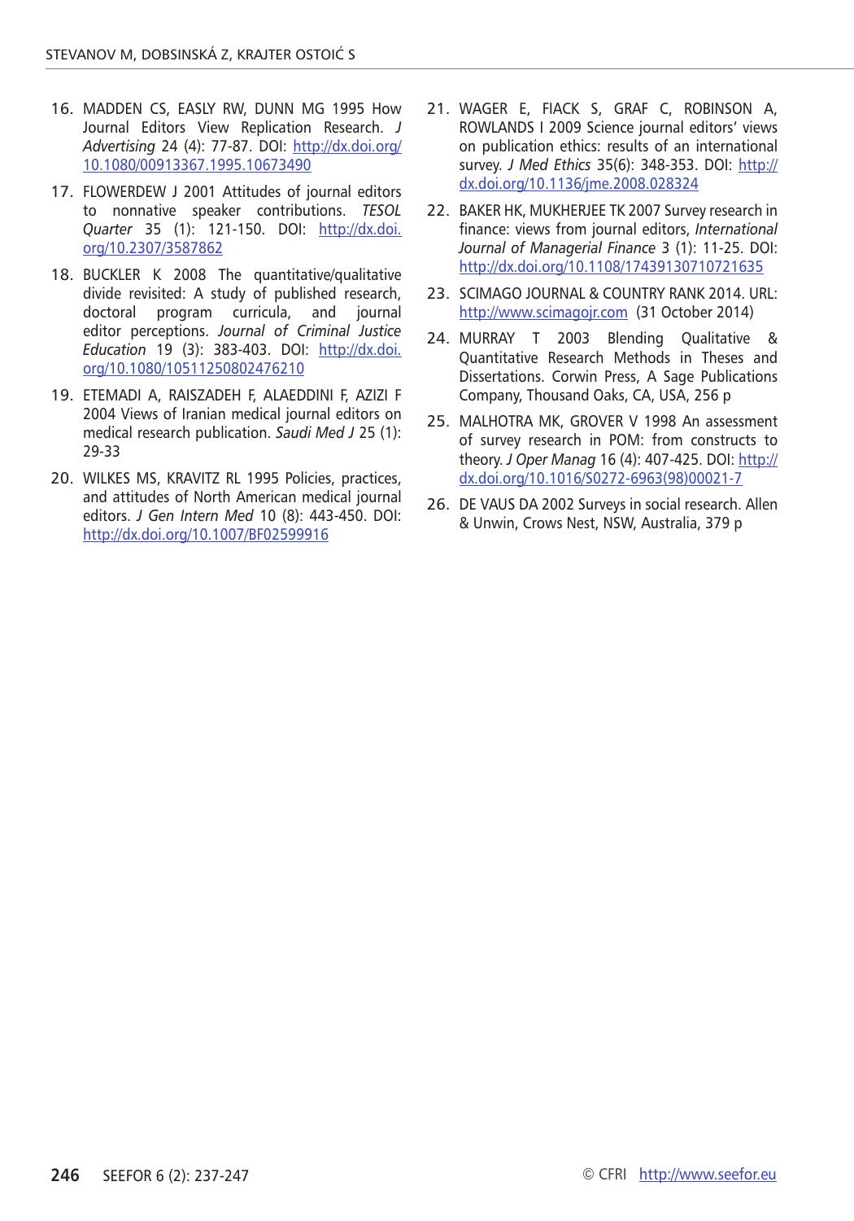16. MADDEN CS, EASLY RW, DUNN MG 1995 How Journal Editors View Replication Research. *J Advertising* 24 (4): 77-87. DOI: http://dx.doi.org/10.1080/00913367.1995.10673490

17. FLOWERDEW J 2001 Attitudes of journal editors to nonnative speaker contributions. *TESOL Quarter* 35 (1): 121-150. DOI: http://dx.doi.org/10.2307/3587862

18. BUCKLER K 2008 The quantitative/qualitative divide revisited: A study of published research, doctoral program curricula, and journal editor perceptions. *Journal of Criminal Justice Education* 19 (3): 383-403. DOI: http://dx.doi.org/10.1080/10511250802476210

19. ETEMADI A, RAISZADEH F, ALAEDDINI F, AZIZI F 2004 Views of Iranian medical journal editors on medical research publication. *Saudi Med J* 25 (1): 29-33

20. WILKES MS, KRAVITZ RL 1995 Policies, practices, and attitudes of North American medical journal editors. *J Gen Intern Med* 10 (8): 443-450. DOI: http://dx.doi.org/10.1007/BF02599916

21. WAGER E, FIACK S, GRAF C, ROBINSON A, ROWLANDS I 2009 Science journal editors' views on publication ethics: results of an international survey. *J Med Ethics* 35(6): 348-353. DOI: http://dx.doi.org/10.1136/jme.2008.028324

22. BAKER HK, MUKHERJEE TK 2007 Survey research in finance: views from journal editors, *International Journal of Managerial Finance* 3 (1): 11-25. DOI: http://dx.doi.org/10.1108/17439130710721635

23. SCIMAGO JOURNAL & COUNTRY RANK 2014. URL: http://www.scimagojr.com (31 October 2014)

24. MURRAY T 2003 Blending Qualitative & Quantitative Research Methods in Theses and Dissertations. Corwin Press, A Sage Publications Company, Thousand Oaks, CA, USA, 256 p

25. MALHOTRA MK, GROVER V 1998 An assessment of survey research in POM: from constructs to theory. *J Oper Manag* 16 (4): 407-425. DOI: http://dx.doi.org/10.1016/S0272-6963(98)00021-7

26. DE VAUS DA 2002 Surveys in social research. Allen & Unwin, Crows Nest, NSW, Australia, 379 p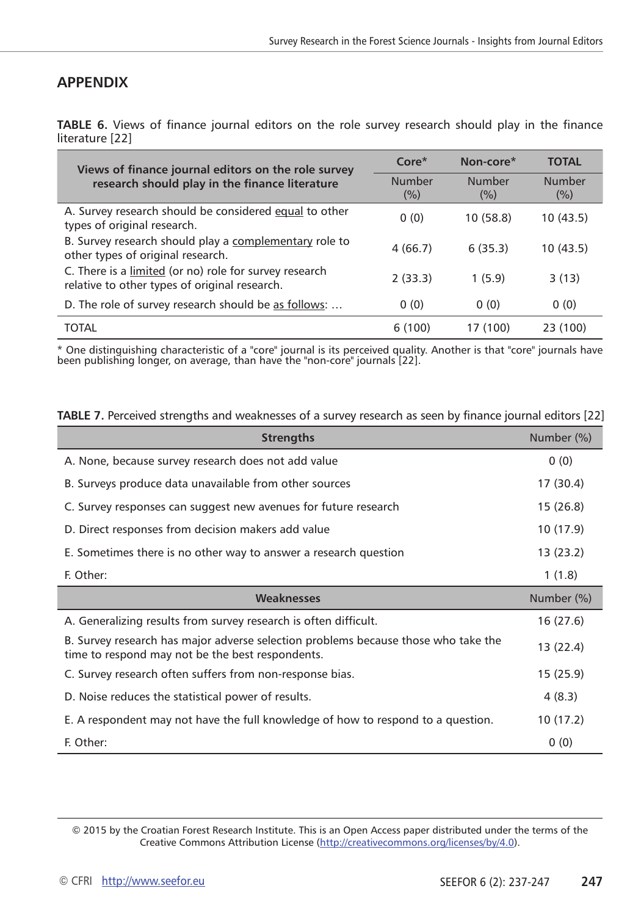## APPENDIX

**TABLE 6.** Views of finance journal editors on the role survey research should play in the finance literature [22]

| Views of finance journal editors on the role survey research should play in the finance literature | Core* | Non-core* | TOTAL |
|---|---|---|---|
| | Number (%) | Number (%) | Number (%) |
| A. Survey research should be considered equal to other types of original research. | 0 (0) | 10 (58.8) | 10 (43.5) |
| B. Survey research should play a complementary role to other types of original research. | 4 (66.7) | 6 (35.3) | 10 (43.5) |
| C. There is a limited (or no) role for survey research relative to other types of original research. | 2 (33.3) | 1 (5.9) | 3 (13) |
| D. The role of survey research should be as follows: … | 0 (0) | 0 (0) | 0 (0) |
| TOTAL | 6 (100) | 17 (100) | 23 (100) |

* One distinguishing characteristic of a "core" journal is its perceived quality. Another is that "core" journals have been publishing longer, on average, than have the "non-core" journals [22].

**TABLE 7.** Perceived strengths and weaknesses of a survey research as seen by finance journal editors [22]

| Strengths | Number (%) |
|---|---|
| A. None, because survey research does not add value | 0 (0) |
| B. Surveys produce data unavailable from other sources | 17 (30.4) |
| C. Survey responses can suggest new avenues for future research | 15 (26.8) |
| D. Direct responses from decision makers add value | 10 (17.9) |
| E. Sometimes there is no other way to answer a research question | 13 (23.2) |
| F. Other: | 1 (1.8) |
| **Weaknesses** | **Number (%)** |
| A. Generalizing results from survey research is often difficult. | 16 (27.6) |
| B. Survey research has major adverse selection problems because those who take the time to respond may not be the best respondents. | 13 (22.4) |
| C. Survey research often suffers from non-response bias. | 15 (25.9) |
| D. Noise reduces the statistical power of results. | 4 (8.3) |
| E. A respondent may not have the full knowledge of how to respond to a question. | 10 (17.2) |
| F. Other: | 0 (0) |

© 2015 by the Croatian Forest Research Institute. This is an Open Access paper distributed under the terms of the Creative Commons Attribution License (http://creativecommons.org/licenses/by/4.0).